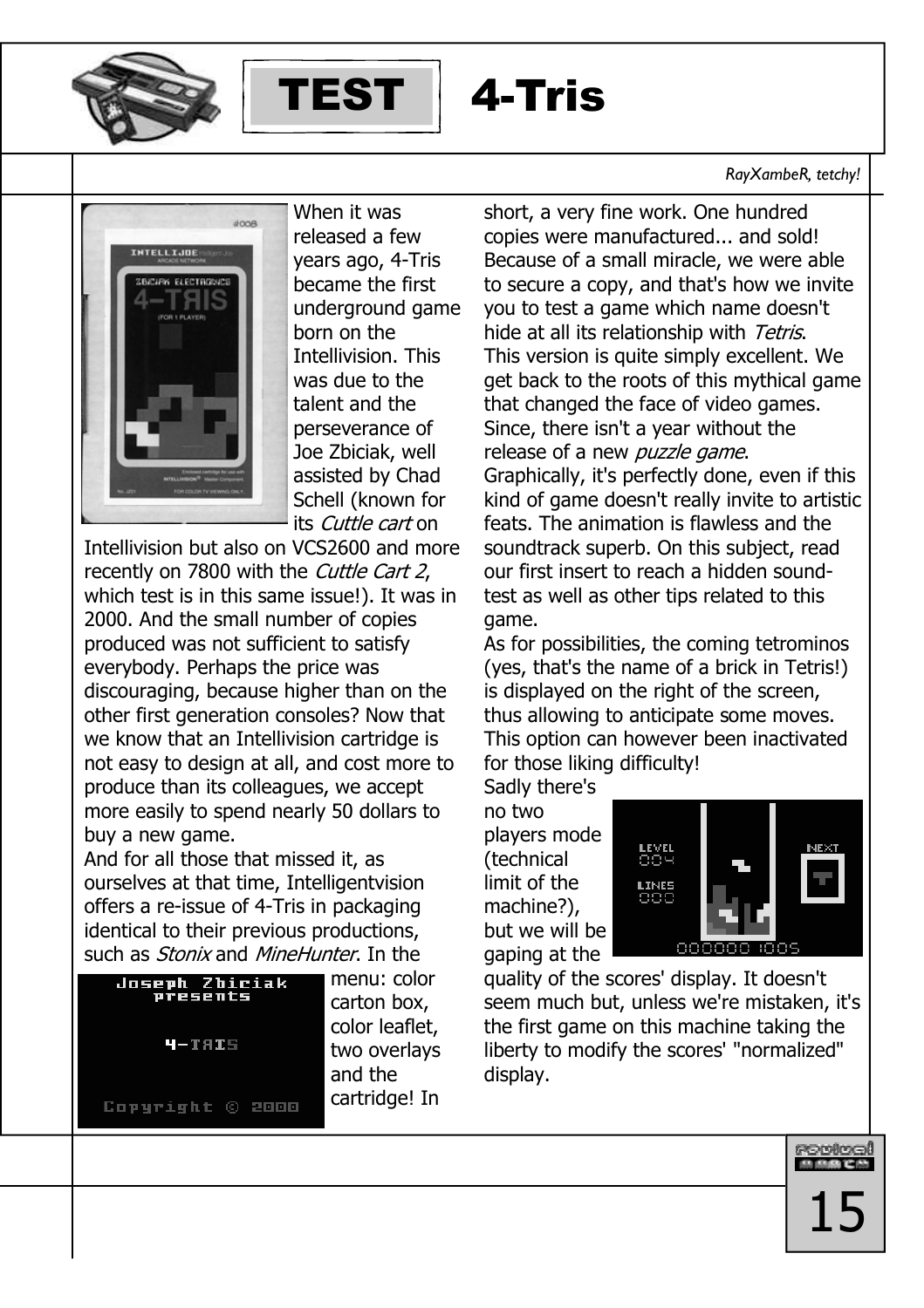# TEST 4-Tris

*RayXambeR, tetchy!*

When it was released a few years ago, 4-Tris became the first underground game born on the Intellivision. This was due to the talent and the perseverance of Joe Zbiciak, well assisted by Chad Schell (known for its *Cuttle cart* on Intellivision but also on VCS2600 and more recently on 7800 with the *Cuttle Cart 2*, which test is in this same issue!). It was in 2000. And the small number of copies produced was not sufficient to satisfy everybody. Perhaps the price was discouraging, because higher than on the other first generation consoles? Now that we know that an Intellivision cartridge is not easy to design at all, and cost more to produce than its colleagues, we accept more easily to spend nearly 50 dollars to buy a new game.

And for all those that missed it, as ourselves at that time, Intelligentvision offers a re-issue of 4-Tris in packaging identical to their previous productions, such as *Stonix* and *MineHunter*. In the menu: color carton box, color leaflet, two overlays and the cartridge! In short, a very fine work. One hundred copies were manufactured... and sold! Because of a small miracle, we were able to secure a copy, and that's how we invite you to test a game which name doesn't hide at all its relationship with *Tetris*.

This version is quite simply excellent. We get back to the roots of this mythical game that changed the face of video games. Since, there isn't a year without the release of a new *puzzle game*.

Graphically, it's perfectly done, even if this kind of game doesn't really invite to artistic feats. The animation is flawless and the soundtrack superb. On this subject, read our first insert to reach a hidden sound-test as well as other tips related to this game.

As for possibilities, the coming tetrominos (yes, that's the name of a brick in Tetris!) is displayed on the right of the screen, thus allowing to anticipate some moves. This option can however been inactivated for those liking difficulty!

Sadly there's no two players mode (technical limit of the machine?), but we will be gaping at the quality of the scores' display. It doesn't seem much but, unless we're mistaken, it's the first game on this machine taking the liberty to modify the scores' "normalized" display.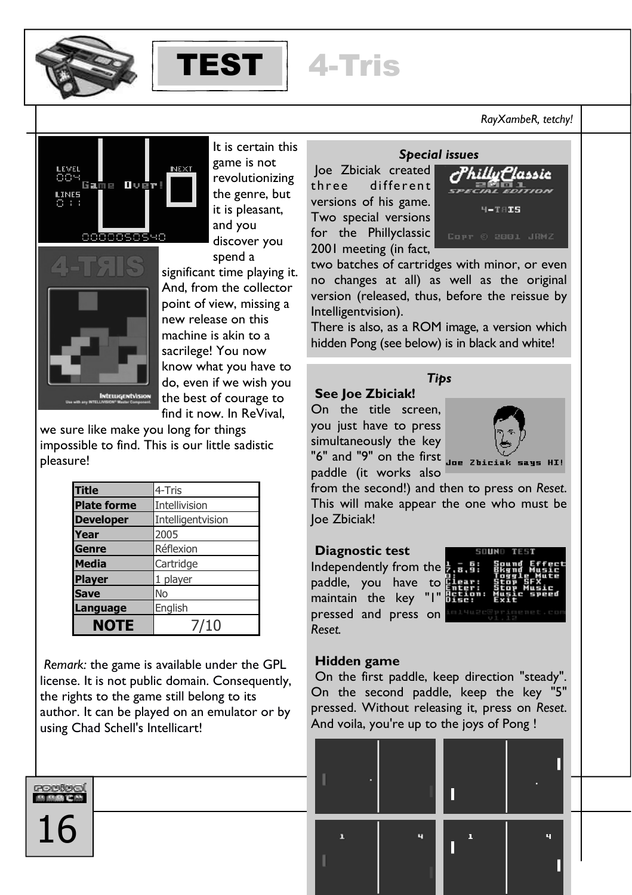# TEST 4-Tris

*RayXambeR, tetchy!*

It is certain this game is not revolutionizing the genre, but it is pleasant, and you discover you spend a significant time playing it. And, from the collector point of view, missing a new release on this machine is akin to a sacrilege! You now know what you have to do, even if we wish you the best of courage to find it now. In ReVival, we sure like make you long for things impossible to find. This is our little sadistic pleasure!

| | |
|---|---|
| **Title** | 4-Tris |
| **Plate forme** | Intellivision |
| **Developer** | Intelligentvision |
| **Year** | 2005 |
| **Genre** | Réflexion |
| **Media** | Cartridge |
| **Player** | 1 player |
| **Save** | No |
| **Language** | English |
| **NOTE** | 7/10 |

*Remark:* the game is available under the GPL license. It is not public domain. Consequently, the rights to the game still belong to its author. It can be played on an emulator or by using Chad Schell's Intellicart!

### *Special issues*

Joe Zbiciak created three different versions of his game. Two special versions for the Phillyclassic 2001 meeting (in fact, two batches of cartridges with minor, or even no changes at all) as well as the original version (released, thus, before the reissue by Intelligentvision).

There is also, as a ROM image, a version which hidden Pong (see below) is in black and white!

### *Tips*

**See Joe Zbiciak!**

On the title screen, you just have to press simultaneously the key "6" and "9" on the first paddle (it works also from the second!) and then to press on *Reset*. This will make appear the one who must be Joe Zbiciak!

**Diagnostic test**

Independently from the paddle, you have to maintain the key "1" pressed and press on *Reset*.

**Hidden game**

On the first paddle, keep direction "steady". On the second paddle, keep the key "5" pressed. Without releasing it, press on *Reset*. And voila, you're up to the joys of Pong !